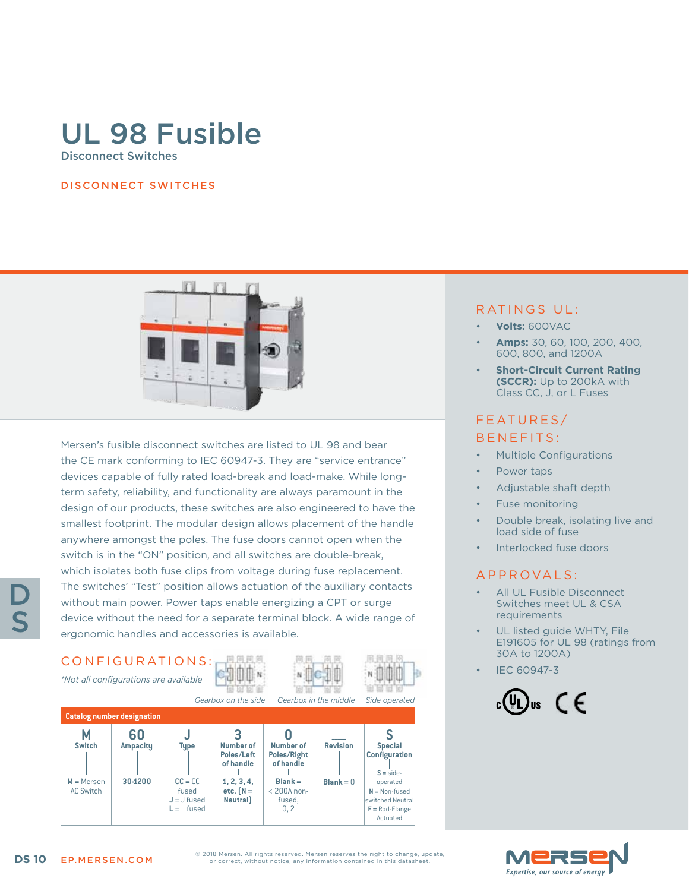# UL 98 Fusible

Disconnect Switches

DISCONNECT SWITCHES

Mersen's fusible disconnect switches are listed to UL 98 and bear the CE mark conforming to IEC 60947-3. They are "service entrance" devices capable of fully rated load-break and load-make. While long-term safety, reliability, and functionality are always paramount in the design of our products, these switches are also engineered to have the smallest footprint. The modular design allows placement of the handle anywhere amongst the poles. The fuse doors cannot open when the switch is in the "ON" position, and all switches are double-break, which isolates both fuse clips from voltage during fuse replacement. The switches' "Test" position allows actuation of the auxiliary contacts without main power. Power taps enable energizing a CPT or surge device without the need for a separate terminal block. A wide range of ergonomic handles and accessories is available.

## CONFIGURATIONS:

*\*Not all configurations are available*

Gearbox on the side | Gearbox in the middle | Side operated

**Catalog number designation**

| M | 60 | J | 3 | 0 | ___ | S |
|---|---|---|---|---|---|---|
| Switch | Ampacity | Type | Number of Poles/Left of handle | Number of Poles/Right of handle | Revision | Special Configuration |
| M = Mersen AC Switch | 30-1200 | CC = CC fused<br>J = J fused<br>L = L fused | 1, 2, 3, 4, etc. (N = Neutral) | Blank = < 200A non-fused, 0, 2 | Blank = 0 | S = side-operated<br>N = Non-fused switched Neutral<br>F = Rod-Flange Actuated |

## RATINGS UL:

- **Volts:** 600VAC
- **Amps:** 30, 60, 100, 200, 400, 600, 800, and 1200A
- **Short-Circuit Current Rating (SCCR):** Up to 200kA with Class CC, J, or L Fuses

## FEATURES/ BENEFITS:

- Multiple Configurations
- Power taps
- Adjustable shaft depth
- Fuse monitoring
- Double break, isolating live and load side of fuse
- Interlocked fuse doors

## APPROVALS:

- All UL Fusible Disconnect Switches meet UL & CSA requirements
- UL listed guide WHTY, File E191605 for UL 98 (ratings from 30A to 1200A)
- IEC 60947-3

© 2018 Mersen. All rights reserved. Mersen reserves the right to change, update, or correct, without notice, any information contained in this datasheet.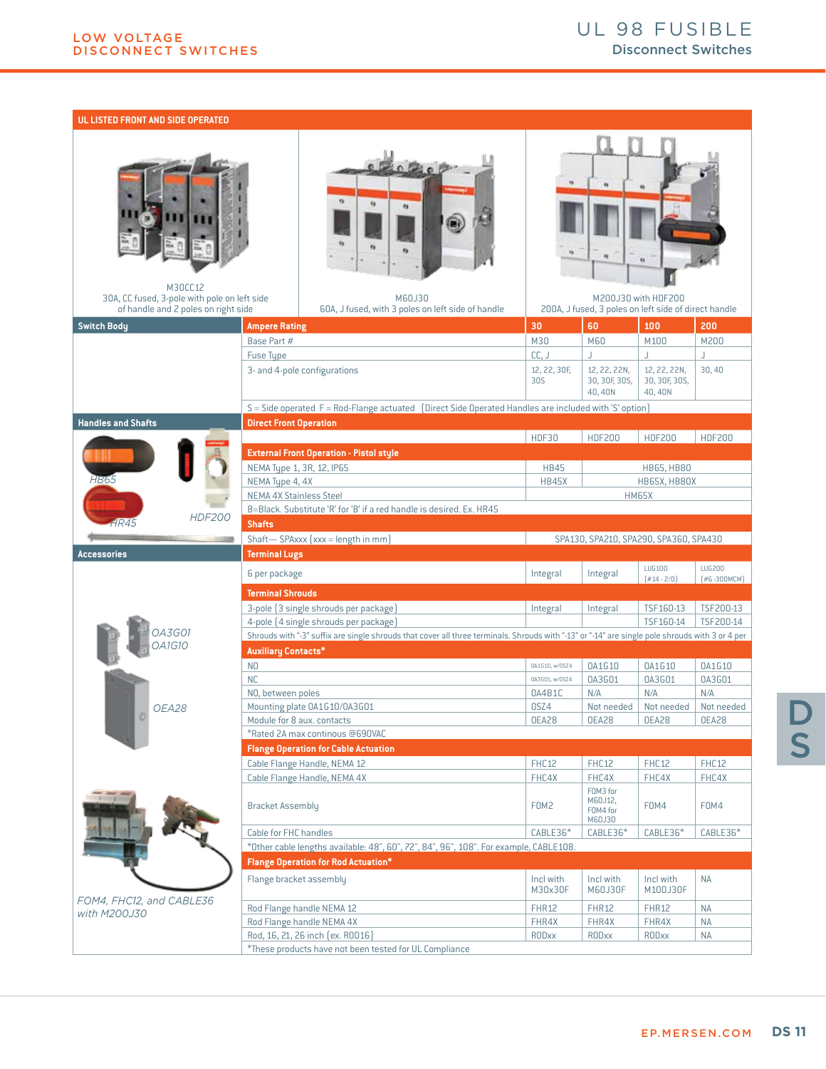# UL 98 FUSIBLE

## Disconnect Switches

### UL LISTED FRONT AND SIDE OPERATED

M30CC12
30A, CC fused, 3-pole with pole on left side of handle and 2 poles on right side

M60J30
60A, J fused, with 3 poles on left side of handle

M200J30 with HDF200
200A, J fused, 3 poles on left side of direct handle

| | | 30 | 60 | 100 | 200 |
|---|---|---|---|---|---|
| **Switch Body** | **Ampere Rating** | **30** | **60** | **100** | **200** |
| | Base Part # | M30 | M60 | M100 | M200 |
| | Fuse Type | CC, J | J | J | J |
| | 3- and 4-pole configurations | 12, 22, 30F, 30S | 12, 22, 22N, 30, 30F, 30S, 40, 40N | 12, 22, 22N, 30, 30F, 30S, 40, 40N | 30, 40 |
| | S = Side operated F = Rod-Flange actuated (Direct Side Operated Handles are included with 'S' option) | | | | |
| **Handles and Shafts** | **Direct Front Operation** | | | | |
| | | HDF30 | HDF200 | HDF200 | HDF200 |
| | **External Front Operation - Pistol style** | | | | |
| | NEMA Type 1, 3R, 12, IP65 | HB45 | HB65, HB80 | | |
| | NEMA Type 4, 4X | HB45X | HB65X, HB80X | | |
| | NEMA 4X Stainless Steel | HM65X | | | |
| | B=Black. Substitute 'R' for 'B' if a red handle is desired. Ex. HR45 | | | | |
| | **Shafts** | | | | |
| | Shaft— SPAxxx (xxx = length in mm) | SPA130, SPA210, SPA290, SPA360, SPA430 | | | |
| **Accessories** | **Terminal Lugs** | | | | |
| | 6 per package | Integral | Integral | LUG100 (#14 - 2/0) | LUG200 (#6 -300MCM) |
| | **Terminal Shrouds** | | | | |
| | 3-pole (3 single shrouds per package) | Integral | Integral | TSF160-13 | TSF200-13 |
| | 4-pole (4 single shrouds per package) | | | TSF160-14 | TSF200-14 |
| | Shrouds with "-3" suffix are single shrouds that cover all three terminals. Shrouds with "-13" or "-14" are single pole shrouds with 3 or 4 per | | | | |
| | **Auxiliary Contacts*** | | | | |
| | NO | OA1G10, w/OSZ4 | OA1G10 | OA1G10 | OA1G10 |
| | NC | OA3G01, w/OSZ4 | OA3G01 | OA3G01 | OA3G01 |
| | NO, between poles | OA4B1C | N/A | N/A | N/A |
| | Mounting plate OA1G10/OA3G01 | OSZ4 | Not needed | Not needed | Not needed |
| | Module for 8 aux. contacts | OEA28 | OEA28 | OEA28 | OEA28 |
| | *Rated 2A max continous @690VAC | | | | |
| | **Flange Operation for Cable Actuation** | | | | |
| | Cable Flange Handle, NEMA 12 | FHC12 | FHC12 | FHC12 | FHC12 |
| | Cable Flange Handle, NEMA 4X | FHC4X | FHC4X | FHC4X | FHC4X |
| | Bracket Assembly | FOM2 | FOM3 for M60J12, FOM4 for M60J30 | FOM4 | FOM4 |
| | Cable for FHC handles | CABLE36* | CABLE36* | CABLE36* | CABLE36* |
| | *Other cable lengths available: 48", 60", 72", 84", 96", 108". For example, CABLE108. | | | | |
| | **Flange Operation for Rod Actuation*** | | | | |
| | Flange bracket assembly | Incl with M30x30F | Incl with M60J30F | Incl with M100J30F | NA |
| | Rod Flange handle NEMA 12 | FHR12 | FHR12 | FHR12 | NA |
| | Rod Flange handle NEMA 4X | FHR4X | FHR4X | FHR4X | NA |
| | Rod, 16, 21, 26 inch (ex. ROD16) | RODxx | RODxx | RODxx | NA |
| | *These products have not been tested for UL Compliance | | | | |

HB65, HR45, HDF200

OA3G01, OA1G10

OEA28

*FOM4, FHC12, and CABLE36 with M200J30*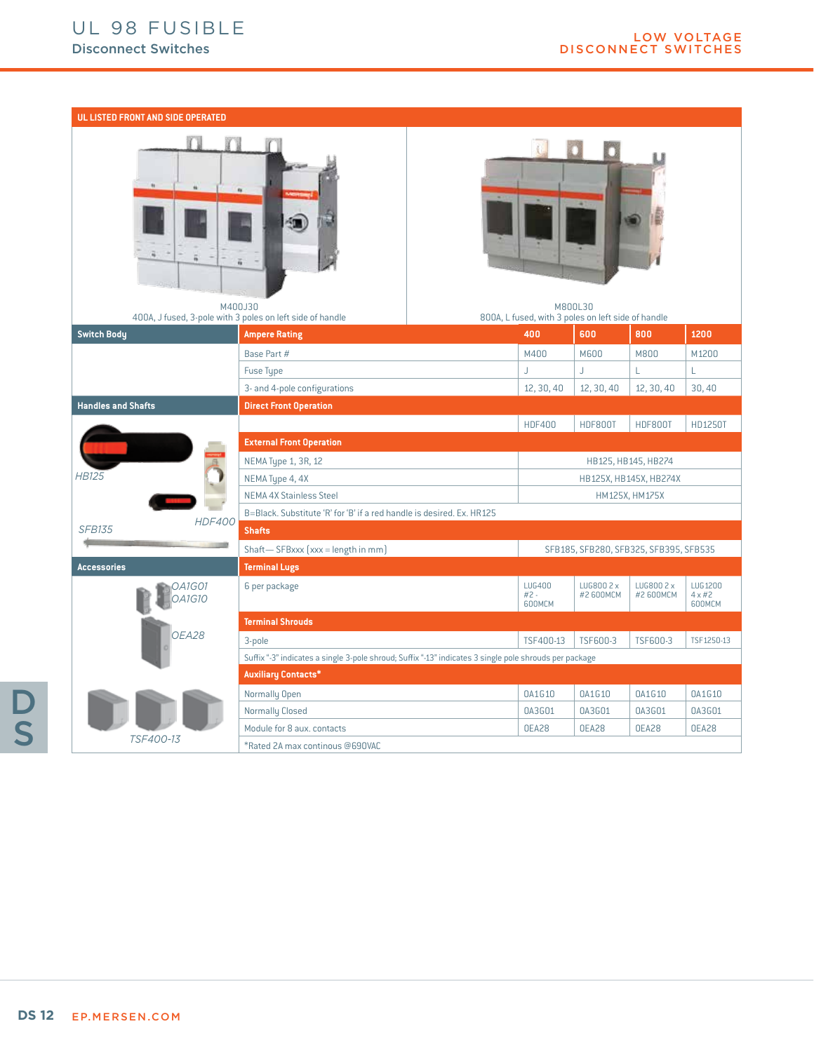# UL 98 FUSIBLE

## Disconnect Switches

## UL LISTED FRONT AND SIDE OPERATED

M400J30
400A, J fused, 3-pole with 3 poles on left side of handle

M800L30
800A, L fused, with 3 poles on left side of handle

| Switch Body | Ampere Rating | 400 | 600 | 800 | 1200 |
|---|---|---|---|---|---|
| | Base Part # | M400 | M600 | M800 | M1200 |
| | Fuse Type | J | J | L | L |
| | 3- and 4-pole configurations | 12, 30, 40 | 12, 30, 40 | 12, 30, 40 | 30, 40 |
| **Handles and Shafts** | **Direct Front Operation** | | | | |
| | | HDF400 | HDF800T | HDF800T | HD1250T |
| | **External Front Operation** | | | | |
| | NEMA Type 1, 3R, 12 | HB125, HB145, HB274 | | | |
| | NEMA Type 4, 4X | HB125X, HB145X, HB274X | | | |
| | NEMA 4X Stainless Steel | HM125X, HM175X | | | |
| | B=Black. Substitute 'R' for 'B' if a red handle is desired. Ex. HR125 | | | | |
| | **Shafts** | | | | |
| | Shaft— SFBxxx (xxx = length in mm) | SFB185, SFB280, SFB325, SFB395, SFB535 | | | |
| **Accessories** | **Terminal Lugs** | | | | |
| | 6 per package | LUG400 #2 - 600MCM | LUG800 2 x #2 600MCM | LUG800 2 x #2 600MCM | LUG1200 4 x #2 600MCM |
| | **Terminal Shrouds** | | | | |
| | 3-pole | TSF400-13 | TSF600-3 | TSF600-3 | TSF1250-13 |
| | Suffix "-3" indicates a single 3-pole shroud; Suffix "-13" indicates 3 single pole shrouds per package | | | | |
| | **Auxiliary Contacts*** | | | | |
| | Normally Open | OA1G10 | OA1G10 | OA1G10 | OA1G10 |
| | Normally Closed | OA3G01 | OA3G01 | OA3G01 | OA3G01 |
| | Module for 8 aux. contacts | OEA28 | OEA28 | OEA28 | OEA28 |
| | *Rated 2A max continous @690VAC | | | | |

HB125 HDF400 SFB135

OA1G01 OA1G10 OEA28 TSF400-13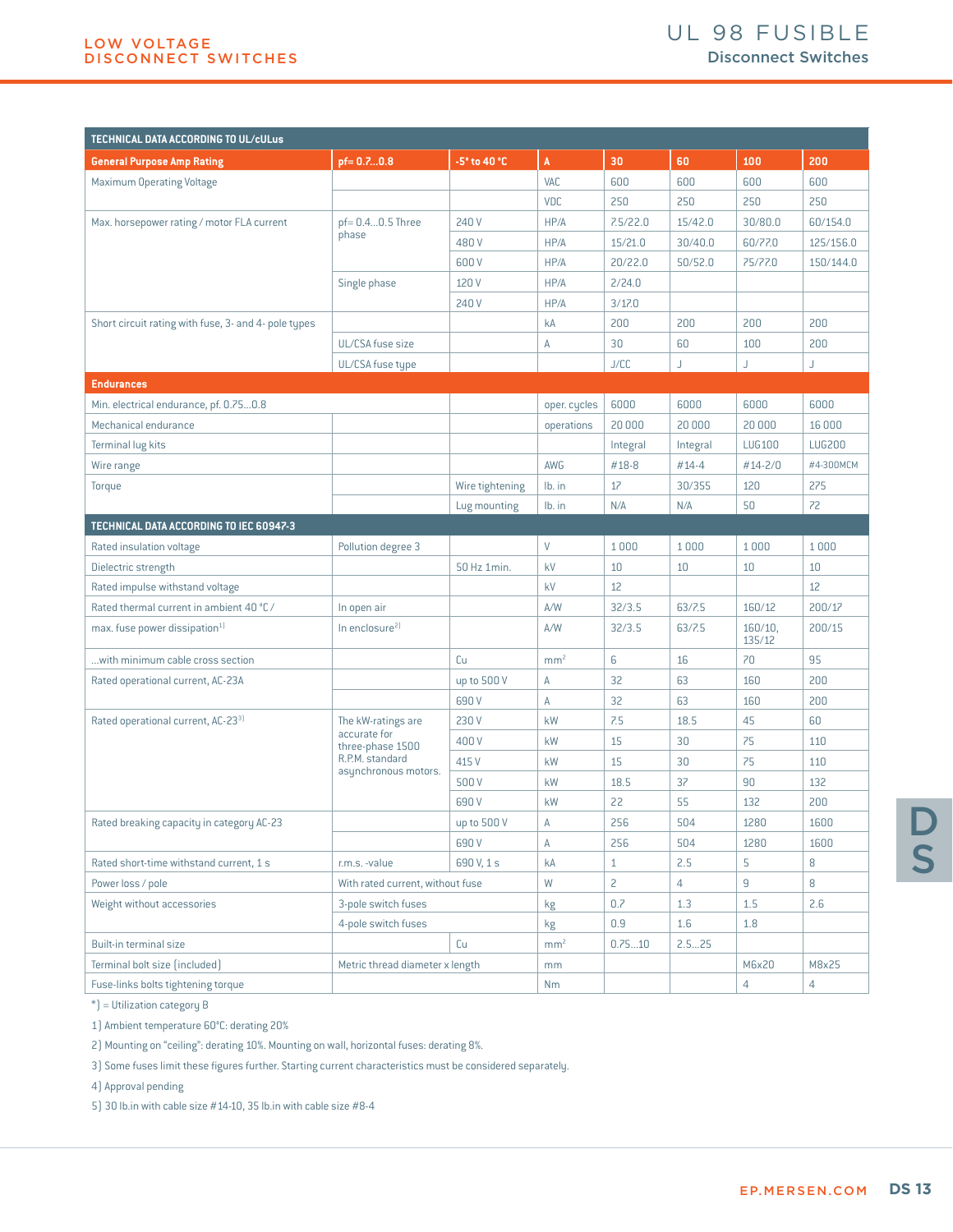# UL 98 FUSIBLE

## Disconnect Switches

| TECHNICAL DATA ACCORDING TO UL/cULus | | | | | | | |
|---|---|---|---|---|---|---|---|
| **General Purpose Amp Rating** | **pf= 0.7...0.8** | **-5° to 40 °C** | **A** | **30** | **60** | **100** | **200** |
| Maximum Operating Voltage | | | VAC | 600 | 600 | 600 | 600 |
| | | | VDC | 250 | 250 | 250 | 250 |
| Max. horsepower rating / motor FLA current | pf= 0.4...0.5 Three phase | 240 V | HP/A | 7.5/22.0 | 15/42.0 | 30/80.0 | 60/154.0 |
| | | 480 V | HP/A | 15/21.0 | 30/40.0 | 60/77.0 | 125/156.0 |
| | | 600 V | HP/A | 20/22.0 | 50/52.0 | 75/77.0 | 150/144.0 |
| | Single phase | 120 V | HP/A | 2/24.0 | | | |
| | | 240 V | HP/A | 3/17.0 | | | |
| Short circuit rating with fuse, 3- and 4- pole types | | | kA | 200 | 200 | 200 | 200 |
| | UL/CSA fuse size | | A | 30 | 60 | 100 | 200 |
| | UL/CSA fuse type | | | J/CC | J | J | J |
| **Endurances** | | | | | | | |
| Min. electrical endurance, pf. 0.75...0.8 | | | oper. cycles | 6000 | 6000 | 6000 | 6000 |
| Mechanical endurance | | | operations | 20 000 | 20 000 | 20 000 | 16 000 |
| Terminal lug kits | | | | Integral | Integral | LUG100 | LUG200 |
| Wire range | | | AWG | #18-8 | #14-4 | #14-2/0 | #4-300MCM |
| Torque | | Wire tightening | lb. in | 17 | 30/35[5] | 120 | 275 |
| | | Lug mounting | lb. in | N/A | N/A | 50 | 72 |
| **TECHNICAL DATA ACCORDING TO IEC 60947-3** | | | | | | | |
| Rated insulation voltage | Pollution degree 3 | | V | 1 000 | 1 000 | 1 000 | 1 000 |
| Dielectric strength | | 50 Hz 1min. | kV | 10 | 10 | 10 | 10 |
| Rated impulse withstand voltage | | | kV | 12 | | | 12 |
| Rated thermal current in ambient 40 °C / | In open air | | A/W | 32/3.5 | 63/7.5 | 160/12 | 200/17 |
| max. fuse power dissipation[1] | In enclosure[2] | | A/W | 32/3.5 | 63/7.5 | 160/10, 135/12 | 200/15 |
| ...with minimum cable cross section | | Cu | mm² | 6 | 16 | 70 | 95 |
| Rated operational current, AC-23A | | up to 500 V | A | 32 | 63 | 160 | 200 |
| | | 690 V | A | 32 | 63 | 160 | 200 |
| Rated operational current, AC-23[3] | The kW-ratings are accurate for three-phase 1500 R.P.M. standard asynchronous motors. | 230 V | kW | 7.5 | 18.5 | 45 | 60 |
| | | 400 V | kW | 15 | 30 | 75 | 110 |
| | | 415 V | kW | 15 | 30 | 75 | 110 |
| | | 500 V | kW | 18.5 | 37 | 90 | 132 |
| | | 690 V | kW | 22 | 55 | 132 | 200 |
| Rated breaking capacity in category AC-23 | | up to 500 V | A | 256 | 504 | 1280 | 1600 |
| | | 690 V | A | 256 | 504 | 1280 | 1600 |
| Rated short-time withstand current, 1 s | r.m.s. -value | 690 V, 1 s | kA | 1 | 2.5 | 5 | 8 |
| Power loss / pole | With rated current, without fuse | | W | 2 | 4 | 9 | 8 |
| Weight without accessories | 3-pole switch fuses | | kg | 0.7 | 1.3 | 1.5 | 2.6 |
| | 4-pole switch fuses | | kg | 0.9 | 1.6 | 1.8 | |
| Built-in terminal size | | Cu | mm² | 0.75...10 | 2.5...25 | | |
| Terminal bolt size (included) | Metric thread diameter x length | | mm | | | M6x20 | M8x25 |
| Fuse-links bolts tightening torque | | | Nm | | | 4 | 4 |

*) = Utilization category B

1) Ambient temperature 60°C: derating 20%

2) Mounting on "ceiling": derating 10%. Mounting on wall, horizontal fuses: derating 8%.

3) Some fuses limit these figures further. Starting current characteristics must be considered separately.

4) Approval pending

5) 30 lb.in with cable size #14-10, 35 lb.in with cable size #8-4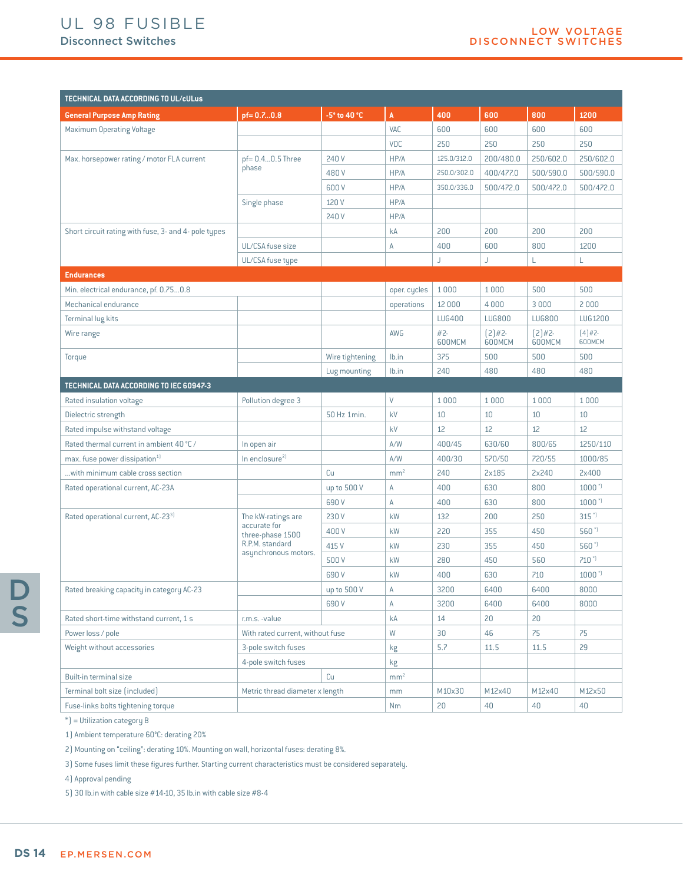# UL 98 FUSIBLE

## Disconnect Switches

| TECHNICAL DATA ACCORDING TO UL/cULus | | | | | | | |
|---|---|---|---|---|---|---|---|
| **General Purpose Amp Rating** | **pf= 0.7...0.8** | **-5° to 40 °C** | **A** | **400** | **600** | **800** | **1200** |
| Maximum Operating Voltage | | | VAC | 600 | 600 | 600 | 600 |
| | | | VDC | 250 | 250 | 250 | 250 |
| Max. horsepower rating / motor FLA current | pf= 0.4...0.5 Three phase | 240 V | HP/A | 125.0/312.0 | 200/480.0 | 250/602.0 | 250/602.0 |
| | | 480 V | HP/A | 250.0/302.0 | 400/477.0 | 500/590.0 | 500/590.0 |
| | | 600 V | HP/A | 350.0/336.0 | 500/472.0 | 500/472.0 | 500/472.0 |
| | Single phase | 120 V | HP/A | | | | |
| | | 240 V | HP/A | | | | |
| Short circuit rating with fuse, 3- and 4- pole types | | | kA | 200 | 200 | 200 | 200 |
| | UL/CSA fuse size | | A | 400 | 600 | 800 | 1200 |
| | UL/CSA fuse type | | | J | J | L | L |
| **Endurances** | | | | | | | |
| Min. electrical endurance, pf. 0.75...0.8 | | | oper. cycles | 1 000 | 1 000 | 500 | 500 |
| Mechanical endurance | | | operations | 12 000 | 4 000 | 3 000 | 2 000 |
| Terminal lug kits | | | | LUG400 | LUG800 | LUG800 | LUG1200 |
| Wire range | | | AWG | #2-600MCM | (2)#2-600MCM | (2)#2-600MCM | (4)#2-600MCM |
| Torque | | Wire tightening | lb.in | 375 | 500 | 500 | 500 |
| | | Lug mounting | lb.in | 240 | 480 | 480 | 480 |
| **TECHNICAL DATA ACCORDING TO IEC 60947-3** | | | | | | | |
| Rated insulation voltage | Pollution degree 3 | | V | 1 000 | 1 000 | 1 000 | 1 000 |
| Dielectric strength | | 50 Hz 1min. | kV | 10 | 10 | 10 | 10 |
| Rated impulse withstand voltage | | | kV | 12 | 12 | 12 | 12 |
| Rated thermal current in ambient 40 °C / | In open air | | A/W | 400/45 | 630/60 | 800/65 | 1250/110 |
| max. fuse power dissipation[1)] | In enclosure[2)] | | A/W | 400/30 | 570/50 | 720/55 | 1000/85 |
| ...with minimum cable cross section | | Cu | $mm^2$ | 240 | 2x185 | 2x240 | 2x400 |
| Rated operational current, AC-23A | | up to 500 V | A | 400 | 630 | 800 | 1000 *) |
| | | 690 V | A | 400 | 630 | 800 | 1000 *) |
| Rated operational current, AC-23[3)] | The kW-ratings are accurate for three-phase 1500 R.P.M. standard asynchronous motors. | 230 V | kW | 132 | 200 | 250 | 315 *) |
| | | 400 V | kW | 220 | 355 | 450 | 560 *) |
| | | 415 V | kW | 230 | 355 | 450 | 560 *) |
| | | 500 V | kW | 280 | 450 | 560 | 710 *) |
| | | 690 V | kW | 400 | 630 | 710 | 1000 *) |
| Rated breaking capacity in category AC-23 | | up to 500 V | A | 3200 | 6400 | 6400 | 8000 |
| | | 690 V | A | 3200 | 6400 | 6400 | 8000 |
| Rated short-time withstand current, 1 s | r.m.s. -value | | kA | 14 | 20 | 20 | |
| Power loss / pole | With rated current, without fuse | | W | 30 | 46 | 75 | 75 |
| Weight without accessories | 3-pole switch fuses | | kg | 5.7 | 11.5 | 11.5 | 29 |
| | 4-pole switch fuses | | kg | | | | |
| Built-in terminal size | | Cu | $mm^2$ | | | | |
| Terminal bolt size (included) | Metric thread diameter x length | | mm | M10x30 | M12x40 | M12x40 | M12x50 |
| Fuse-links bolts tightening torque | | | Nm | 20 | 40 | 40 | 40 |

*) = Utilization category B

1) Ambient temperature 60°C: derating 20%

2) Mounting on "ceiling": derating 10%. Mounting on wall, horizontal fuses: derating 8%.

3) Some fuses limit these figures further. Starting current characteristics must be considered separately.

4) Approval pending

5) 30 lb.in with cable size #14-10, 35 lb.in with cable size #8-4